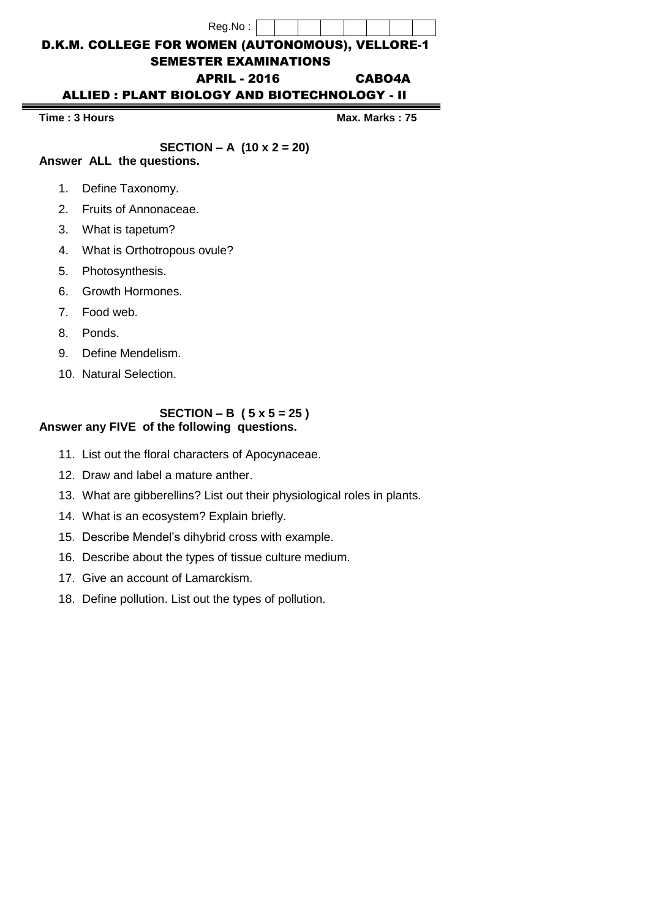Reg.No :

# D.K.M. COLLEGE FOR WOMEN (AUTONOMOUS), VELLORE-1

## SEMESTER EXAMINATIONS

## APRIL - 2016 CABO4A

## ALLIED : PLANT BIOLOGY AND BIOTECHNOLOGY - II

**Time : 3 Hours** **Max. Marks : 75**

### SECTION – A (10 x 2 = 20)

**Answer ALL the questions.**

1. Define Taxonomy.
2. Fruits of Annonaceae.
3. What is tapetum?
4. What is Orthotropous ovule?
5. Photosynthesis.
6. Growth Hormones.
7. Food web.
8. Ponds.
9. Define Mendelism.
10. Natural Selection.

### SECTION – B ( 5 x 5 = 25 )

**Answer any FIVE of the following questions.**

11. List out the floral characters of Apocynaceae.
12. Draw and label a mature anther.
13. What are gibberellins? List out their physiological roles in plants.
14. What is an ecosystem? Explain briefly.
15. Describe Mendel's dihybrid cross with example.
16. Describe about the types of tissue culture medium.
17. Give an account of Lamarckism.
18. Define pollution. List out the types of pollution.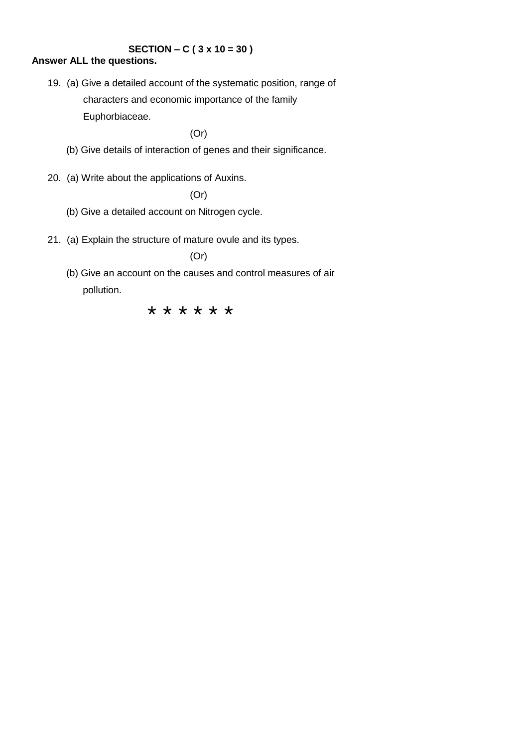**SECTION – C ( 3 x 10 = 30 )**

**Answer ALL the questions.**

19. (a) Give a detailed account of the systematic position, range of characters and economic importance of the family Euphorbiaceae.

    (Or)

    (b) Give details of interaction of genes and their significance.

20. (a) Write about the applications of Auxins.

    (Or)

    (b) Give a detailed account on Nitrogen cycle.

21. (a) Explain the structure of mature ovule and its types.

    (Or)

    (b) Give an account on the causes and control measures of air pollution.

* * * * * *